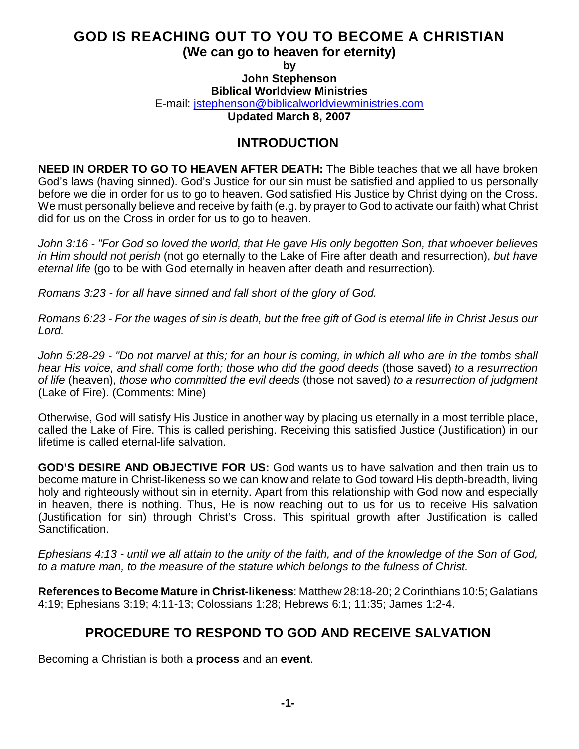# GOD IS REACHING OUT TO YOU TO BECOME A CHRISTIAN

**(We can go to heaven for eternity)**

**by**

**John Stephenson**
**Biblical Worldview Ministries**

E-mail: jstephenson@biblicalworldviewministries.com

**Updated March 8, 2007**

## INTRODUCTION

**NEED IN ORDER TO GO TO HEAVEN AFTER DEATH:** The Bible teaches that we all have broken God's laws (having sinned). God's Justice for our sin must be satisfied and applied to us personally before we die in order for us to go to heaven. God satisfied His Justice by Christ dying on the Cross. We must personally believe and receive by faith (e.g. by prayer to God to activate our faith) what Christ did for us on the Cross in order for us to go to heaven.

*John 3:16 - "For God so loved the world, that He gave His only begotten Son, that whoever believes in Him should not perish* (not go eternally to the Lake of Fire after death and resurrection), *but have eternal life* (go to be with God eternally in heaven after death and resurrection)*.*

*Romans 3:23 - for all have sinned and fall short of the glory of God.*

*Romans 6:23 - For the wages of sin is death, but the free gift of God is eternal life in Christ Jesus our Lord.*

*John 5:28-29 - "Do not marvel at this; for an hour is coming, in which all who are in the tombs shall hear His voice, and shall come forth; those who did the good deeds* (those saved) *to a resurrection of life* (heaven), *those who committed the evil deeds* (those not saved) *to a resurrection of judgment* (Lake of Fire). (Comments: Mine)

Otherwise, God will satisfy His Justice in another way by placing us eternally in a most terrible place, called the Lake of Fire. This is called perishing. Receiving this satisfied Justice (Justification) in our lifetime is called eternal-life salvation.

**GOD'S DESIRE AND OBJECTIVE FOR US:** God wants us to have salvation and then train us to become mature in Christ-likeness so we can know and relate to God toward His depth-breadth, living holy and righteously without sin in eternity. Apart from this relationship with God now and especially in heaven, there is nothing. Thus, He is now reaching out to us for us to receive His salvation (Justification for sin) through Christ's Cross. This spiritual growth after Justification is called Sanctification.

*Ephesians 4:13 - until we all attain to the unity of the faith, and of the knowledge of the Son of God, to a mature man, to the measure of the stature which belongs to the fulness of Christ.*

**References to Become Mature in Christ-likeness**: Matthew 28:18-20; 2 Corinthians 10:5; Galatians 4:19; Ephesians 3:19; 4:11-13; Colossians 1:28; Hebrews 6:1; 11:35; James 1:2-4.

## PROCEDURE TO RESPOND TO GOD AND RECEIVE SALVATION

Becoming a Christian is both a **process** and an **event**.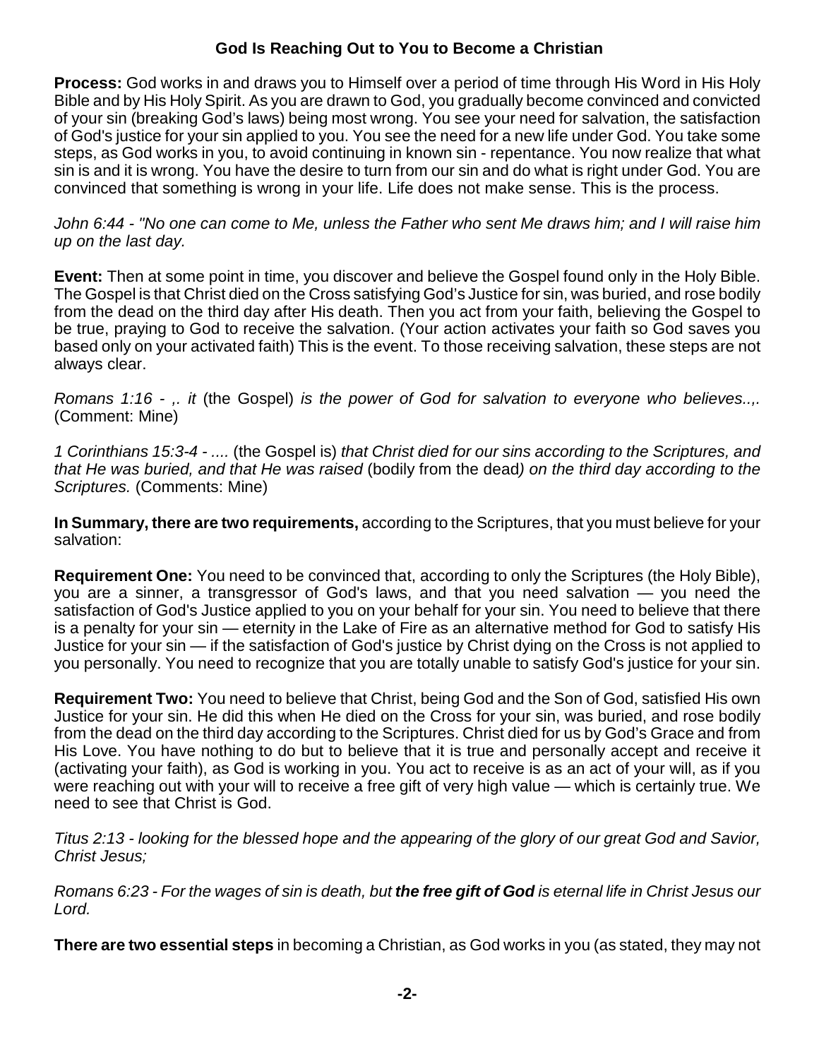## God Is Reaching Out to You to Become a Christian

**Process:** God works in and draws you to Himself over a period of time through His Word in His Holy Bible and by His Holy Spirit. As you are drawn to God, you gradually become convinced and convicted of your sin (breaking God's laws) being most wrong. You see your need for salvation, the satisfaction of God's justice for your sin applied to you. You see the need for a new life under God. You take some steps, as God works in you, to avoid continuing in known sin - repentance. You now realize that what sin is and it is wrong. You have the desire to turn from our sin and do what is right under God. You are convinced that something is wrong in your life. Life does not make sense. This is the process.

*John 6:44 - "No one can come to Me, unless the Father who sent Me draws him; and I will raise him up on the last day.*

**Event:** Then at some point in time, you discover and believe the Gospel found only in the Holy Bible. The Gospel is that Christ died on the Cross satisfying God's Justice for sin, was buried, and rose bodily from the dead on the third day after His death. Then you act from your faith, believing the Gospel to be true, praying to God to receive the salvation. (Your action activates your faith so God saves you based only on your activated faith) This is the event. To those receiving salvation, these steps are not always clear.

*Romans 1:16 - ,. it* (the Gospel) *is the power of God for salvation to everyone who believes..,.* (Comment: Mine)

*1 Corinthians 15:3-4 - ....* (the Gospel is) *that Christ died for our sins according to the Scriptures, and that He was buried, and that He was raised* (bodily from the dead*) on the third day according to the Scriptures.* (Comments: Mine)

**In Summary, there are two requirements,** according to the Scriptures, that you must believe for your salvation:

**Requirement One:** You need to be convinced that, according to only the Scriptures (the Holy Bible), you are a sinner, a transgressor of God's laws, and that you need salvation — you need the satisfaction of God's Justice applied to you on your behalf for your sin. You need to believe that there is a penalty for your sin — eternity in the Lake of Fire as an alternative method for God to satisfy His Justice for your sin — if the satisfaction of God's justice by Christ dying on the Cross is not applied to you personally. You need to recognize that you are totally unable to satisfy God's justice for your sin.

**Requirement Two:** You need to believe that Christ, being God and the Son of God, satisfied His own Justice for your sin. He did this when He died on the Cross for your sin, was buried, and rose bodily from the dead on the third day according to the Scriptures. Christ died for us by God's Grace and from His Love. You have nothing to do but to believe that it is true and personally accept and receive it (activating your faith), as God is working in you. You act to receive is as an act of your will, as if you were reaching out with your will to receive a free gift of very high value — which is certainly true. We need to see that Christ is God.

*Titus 2:13 - looking for the blessed hope and the appearing of the glory of our great God and Savior, Christ Jesus;*

*Romans 6:23 - For the wages of sin is death, but **the free gift of God** is eternal life in Christ Jesus our Lord.*

**There are two essential steps** in becoming a Christian, as God works in you (as stated, they may not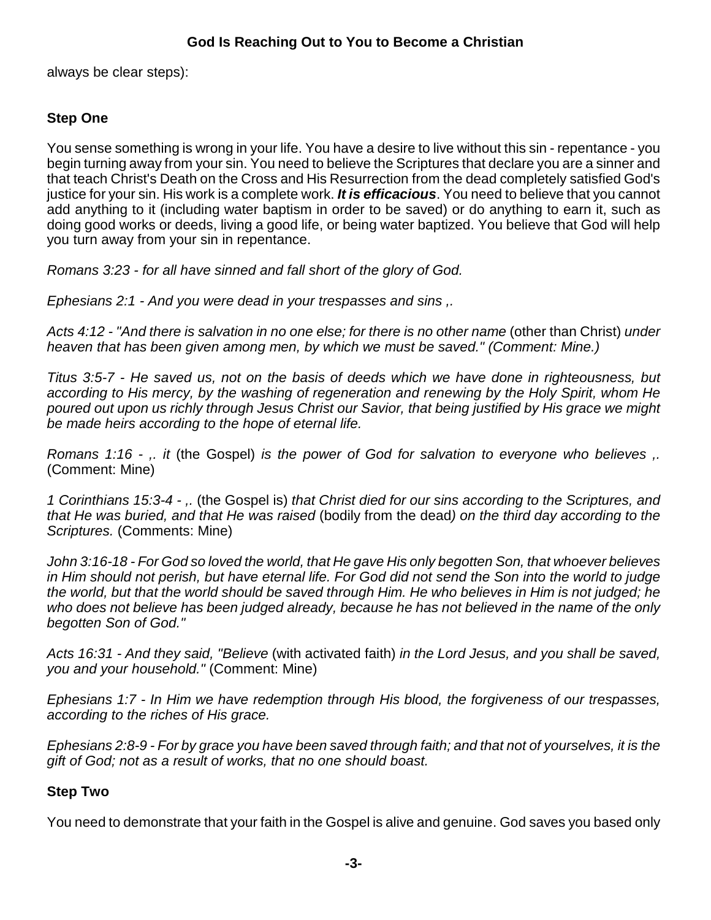always be clear steps):

### Step One

You sense something is wrong in your life. You have a desire to live without this sin - repentance - you begin turning away from your sin. You need to believe the Scriptures that declare you are a sinner and that teach Christ's Death on the Cross and His Resurrection from the dead completely satisfied God's justice for your sin. His work is a complete work. ***It is efficacious***. You need to believe that you cannot add anything to it (including water baptism in order to be saved) or do anything to earn it, such as doing good works or deeds, living a good life, or being water baptized. You believe that God will help you turn away from your sin in repentance.

*Romans 3:23 - for all have sinned and fall short of the glory of God.*

*Ephesians 2:1 - And you were dead in your trespasses and sins ,.*

*Acts 4:12 - "And there is salvation in no one else; for there is no other name* (other than Christ) *under heaven that has been given among men, by which we must be saved." (Comment: Mine.)*

*Titus 3:5-7 - He saved us, not on the basis of deeds which we have done in righteousness, but according to His mercy, by the washing of regeneration and renewing by the Holy Spirit, whom He poured out upon us richly through Jesus Christ our Savior, that being justified by His grace we might be made heirs according to the hope of eternal life.*

*Romans 1:16 - ,. it* (the Gospel) *is the power of God for salvation to everyone who believes ,.* (Comment: Mine)

*1 Corinthians 15:3-4 - ,.* (the Gospel is) *that Christ died for our sins according to the Scriptures, and that He was buried, and that He was raised* (bodily from the dead*) on the third day according to the Scriptures.* (Comments: Mine)

*John 3:16-18 - For God so loved the world, that He gave His only begotten Son, that whoever believes in Him should not perish, but have eternal life. For God did not send the Son into the world to judge the world, but that the world should be saved through Him. He who believes in Him is not judged; he who does not believe has been judged already, because he has not believed in the name of the only begotten Son of God."*

*Acts 16:31 - And they said, "Believe* (with activated faith) *in the Lord Jesus, and you shall be saved, you and your household."* (Comment: Mine)

*Ephesians 1:7 - In Him we have redemption through His blood, the forgiveness of our trespasses, according to the riches of His grace.*

*Ephesians 2:8-9 - For by grace you have been saved through faith; and that not of yourselves, it is the gift of God; not as a result of works, that no one should boast.*

### Step Two

You need to demonstrate that your faith in the Gospel is alive and genuine. God saves you based only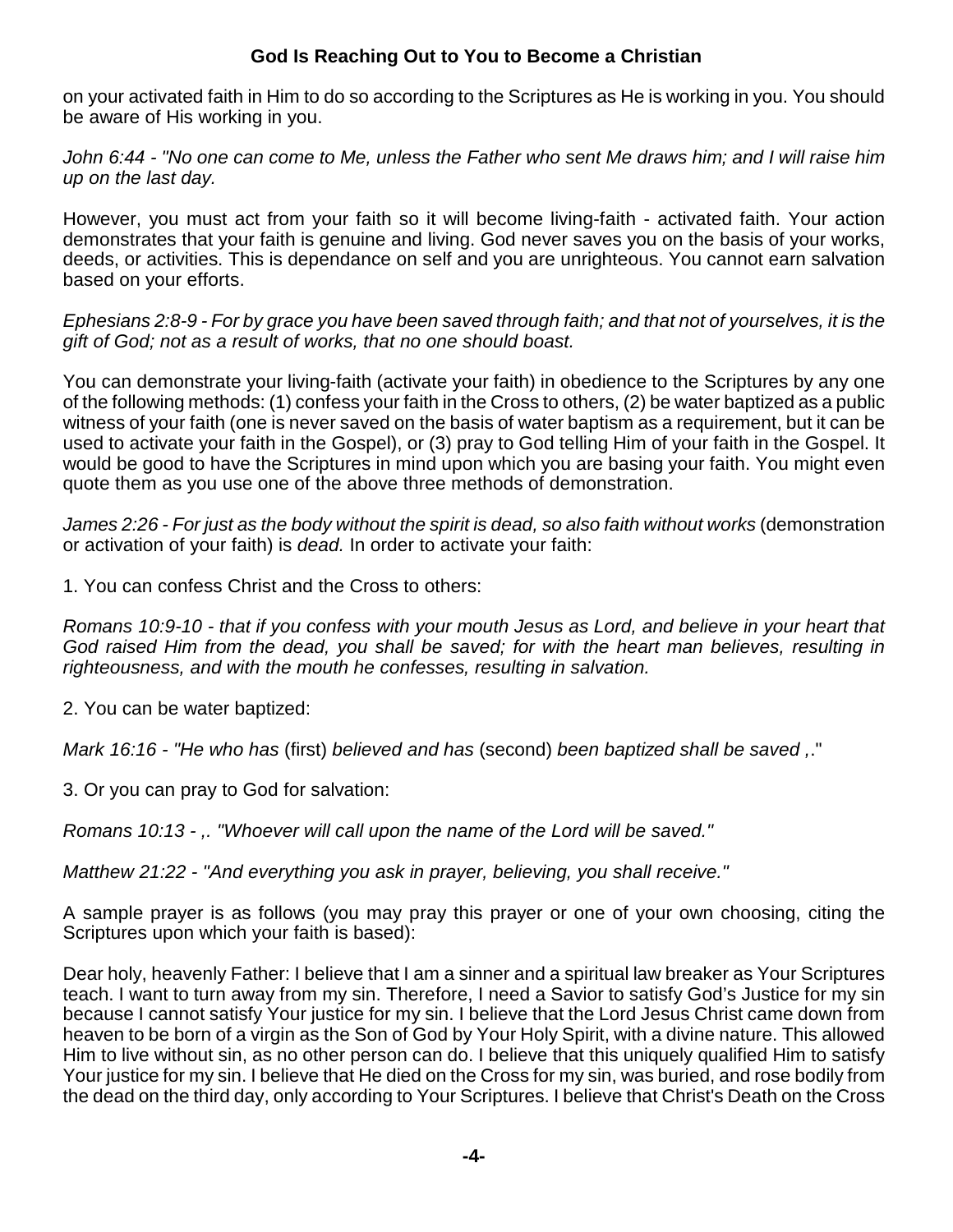on your activated faith in Him to do so according to the Scriptures as He is working in you. You should be aware of His working in you.

*John 6:44 - "No one can come to Me, unless the Father who sent Me draws him; and I will raise him up on the last day.*

However, you must act from your faith so it will become living-faith - activated faith. Your action demonstrates that your faith is genuine and living. God never saves you on the basis of your works, deeds, or activities. This is dependance on self and you are unrighteous. You cannot earn salvation based on your efforts.

*Ephesians 2:8-9 - For by grace you have been saved through faith; and that not of yourselves, it is the gift of God; not as a result of works, that no one should boast.*

You can demonstrate your living-faith (activate your faith) in obedience to the Scriptures by any one of the following methods: (1) confess your faith in the Cross to others, (2) be water baptized as a public witness of your faith (one is never saved on the basis of water baptism as a requirement, but it can be used to activate your faith in the Gospel), or (3) pray to God telling Him of your faith in the Gospel. It would be good to have the Scriptures in mind upon which you are basing your faith. You might even quote them as you use one of the above three methods of demonstration.

*James 2:26 - For just as the body without the spirit is dead, so also faith without works* (demonstration or activation of your faith) is *dead.* In order to activate your faith:

1. You can confess Christ and the Cross to others:

*Romans 10:9-10 - that if you confess with your mouth Jesus as Lord, and believe in your heart that God raised Him from the dead, you shall be saved; for with the heart man believes, resulting in righteousness, and with the mouth he confesses, resulting in salvation.*

2. You can be water baptized:

*Mark 16:16 - "He who has* (first) *believed and has* (second) *been baptized shall be saved ,*."

3. Or you can pray to God for salvation:

*Romans 10:13 - ,. "Whoever will call upon the name of the Lord will be saved."*

*Matthew 21:22 - "And everything you ask in prayer, believing, you shall receive."*

A sample prayer is as follows (you may pray this prayer or one of your own choosing, citing the Scriptures upon which your faith is based):

Dear holy, heavenly Father: I believe that I am a sinner and a spiritual law breaker as Your Scriptures teach. I want to turn away from my sin. Therefore, I need a Savior to satisfy God's Justice for my sin because I cannot satisfy Your justice for my sin. I believe that the Lord Jesus Christ came down from heaven to be born of a virgin as the Son of God by Your Holy Spirit, with a divine nature. This allowed Him to live without sin, as no other person can do. I believe that this uniquely qualified Him to satisfy Your justice for my sin. I believe that He died on the Cross for my sin, was buried, and rose bodily from the dead on the third day, only according to Your Scriptures. I believe that Christ's Death on the Cross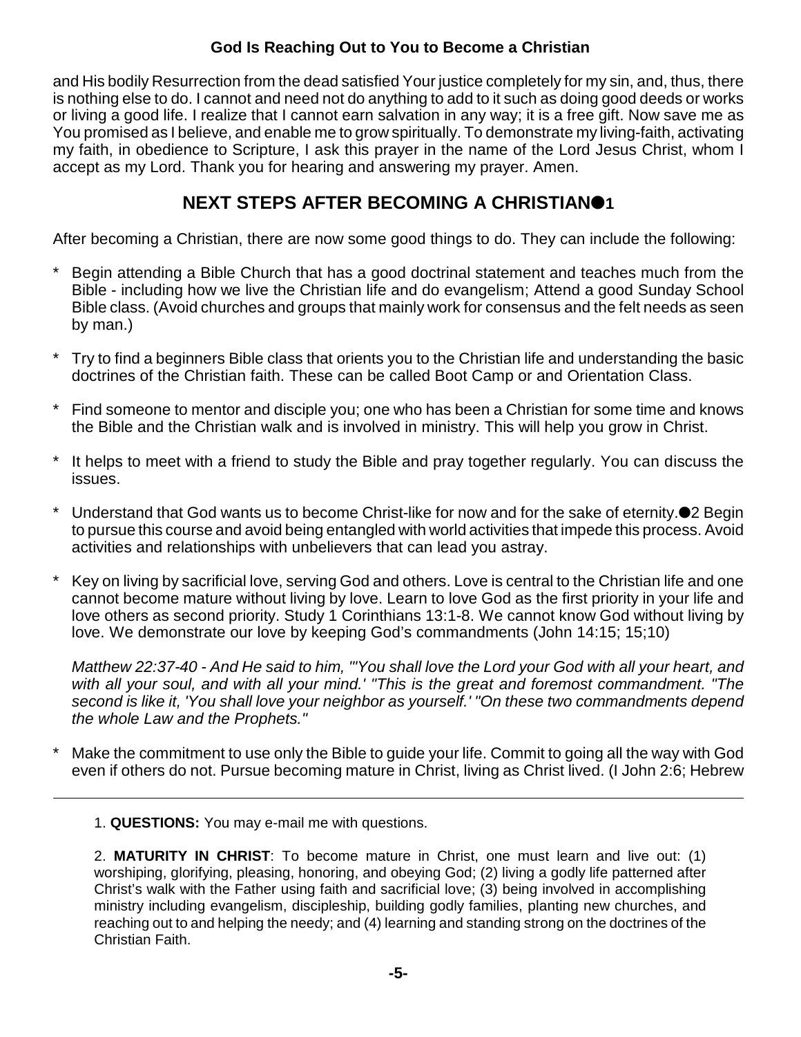and His bodily Resurrection from the dead satisfied Your justice completely for my sin, and, thus, there is nothing else to do. I cannot and need not do anything to add to it such as doing good deeds or works or living a good life. I realize that I cannot earn salvation in any way; it is a free gift. Now save me as You promised as I believe, and enable me to grow spiritually. To demonstrate my living-faith, activating my faith, in obedience to Scripture, I ask this prayer in the name of the Lord Jesus Christ, whom I accept as my Lord. Thank you for hearing and answering my prayer. Amen.

## NEXT STEPS AFTER BECOMING A CHRISTIAN[1]

After becoming a Christian, there are now some good things to do. They can include the following:

* Begin attending a Bible Church that has a good doctrinal statement and teaches much from the Bible - including how we live the Christian life and do evangelism; Attend a good Sunday School Bible class. (Avoid churches and groups that mainly work for consensus and the felt needs as seen by man.)

* Try to find a beginners Bible class that orients you to the Christian life and understanding the basic doctrines of the Christian faith. These can be called Boot Camp or and Orientation Class.

* Find someone to mentor and disciple you; one who has been a Christian for some time and knows the Bible and the Christian walk and is involved in ministry. This will help you grow in Christ.

* It helps to meet with a friend to study the Bible and pray together regularly. You can discuss the issues.

* Understand that God wants us to become Christ-like for now and for the sake of eternity.[2] Begin to pursue this course and avoid being entangled with world activities that impede this process. Avoid activities and relationships with unbelievers that can lead you astray.

* Key on living by sacrificial love, serving God and others. Love is central to the Christian life and one cannot become mature without living by love. Learn to love God as the first priority in your life and love others as second priority. Study 1 Corinthians 13:1-8. We cannot know God without living by love. We demonstrate our love by keeping God's commandments (John 14:15; 15;10)

  *Matthew 22:37-40 - And He said to him, "'You shall love the Lord your God with all your heart, and with all your soul, and with all your mind.' "This is the great and foremost commandment. "The second is like it, 'You shall love your neighbor as yourself.' "On these two commandments depend the whole Law and the Prophets."*

* Make the commitment to use only the Bible to guide your life. Commit to going all the way with God even if others do not. Pursue becoming mature in Christ, living as Christ lived. (I John 2:6; Hebrew

---

1. **QUESTIONS:** You may e-mail me with questions.

2. **MATURITY IN CHRIST**: To become mature in Christ, one must learn and live out: (1) worshiping, glorifying, pleasing, honoring, and obeying God; (2) living a godly life patterned after Christ's walk with the Father using faith and sacrificial love; (3) being involved in accomplishing ministry including evangelism, discipleship, building godly families, planting new churches, and reaching out to and helping the needy; and (4) learning and standing strong on the doctrines of the Christian Faith.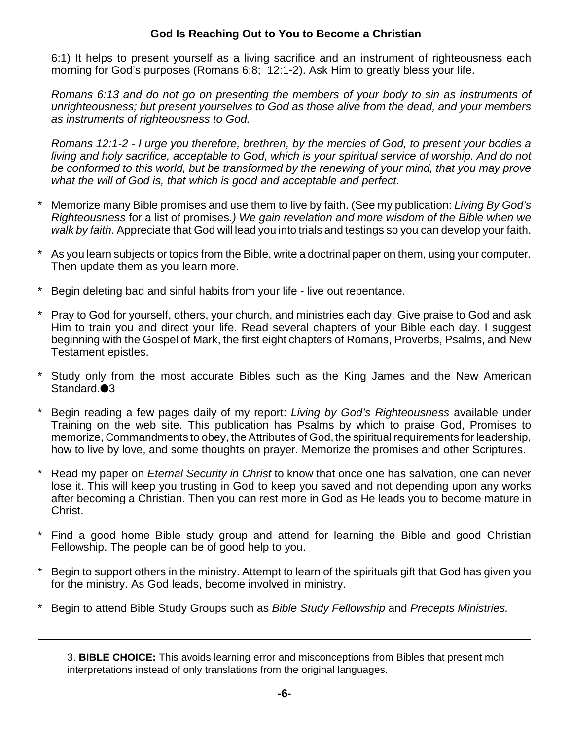6:1) It helps to present yourself as a living sacrifice and an instrument of righteousness each morning for God's purposes (Romans 6:8;  12:1-2). Ask Him to greatly bless your life.

*Romans 6:13 and do not go on presenting the members of your body to sin as instruments of unrighteousness; but present yourselves to God as those alive from the dead, and your members as instruments of righteousness to God.*

*Romans 12:1-2 - I urge you therefore, brethren, by the mercies of God, to present your bodies a living and holy sacrifice, acceptable to God, which is your spiritual service of worship. And do not be conformed to this world, but be transformed by the renewing of your mind, that you may prove what the will of God is, that which is good and acceptable and perfect*.

* Memorize many Bible promises and use them to live by faith. (See my publication: *Living By God's Righteousness* for a list of promises*.) We gain revelation and more wisdom of the Bible when we walk by faith.* Appreciate that God will lead you into trials and testings so you can develop your faith.

* As you learn subjects or topics from the Bible, write a doctrinal paper on them, using your computer. Then update them as you learn more.

* Begin deleting bad and sinful habits from your life - live out repentance.

* Pray to God for yourself, others, your church, and ministries each day. Give praise to God and ask Him to train you and direct your life. Read several chapters of your Bible each day. I suggest beginning with the Gospel of Mark, the first eight chapters of Romans, Proverbs, Psalms, and New Testament epistles.

* Study only from the most accurate Bibles such as the King James and the New American Standard.●3

* Begin reading a few pages daily of my report: *Living by God's Righteousness* available under Training on the web site. This publication has Psalms by which to praise God, Promises to memorize, Commandments to obey, the Attributes of God, the spiritual requirements for leadership, how to live by love, and some thoughts on prayer. Memorize the promises and other Scriptures.

* Read my paper on *Eternal Security in Christ* to know that once one has salvation, one can never lose it. This will keep you trusting in God to keep you saved and not depending upon any works after becoming a Christian. Then you can rest more in God as He leads you to become mature in Christ.

* Find a good home Bible study group and attend for learning the Bible and good Christian Fellowship. The people can be of good help to you.

* Begin to support others in the ministry. Attempt to learn of the spirituals gift that God has given you for the ministry. As God leads, become involved in ministry.

* Begin to attend Bible Study Groups such as *Bible Study Fellowship* and *Precepts Ministries.*

---

3. **BIBLE CHOICE:** This avoids learning error and misconceptions from Bibles that present mch interpretations instead of only translations from the original languages.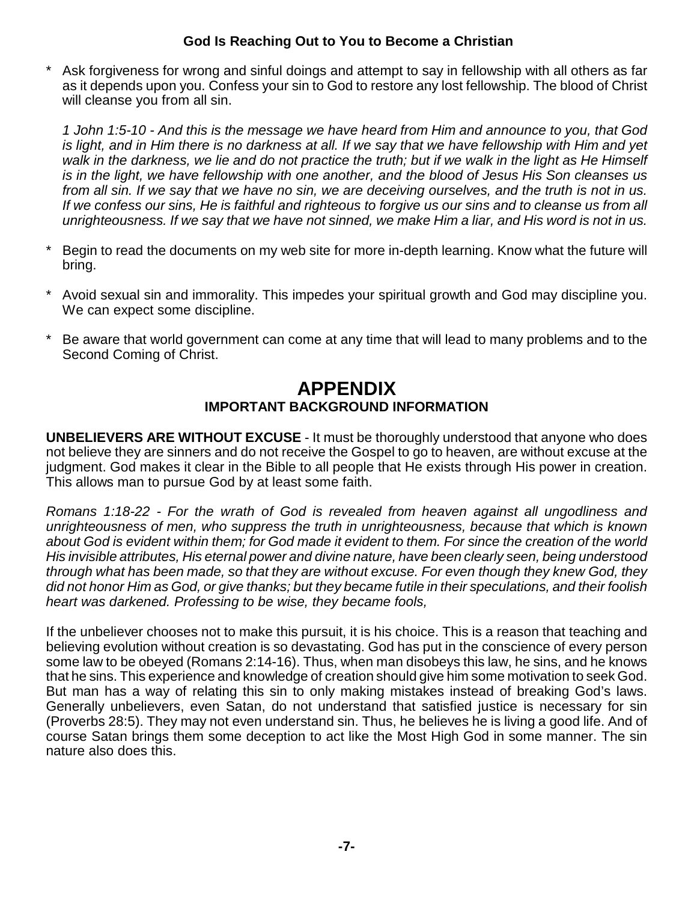**God Is Reaching Out to You to Become a Christian**

* Ask forgiveness for wrong and sinful doings and attempt to say in fellowship with all others as far as it depends upon you. Confess your sin to God to restore any lost fellowship. The blood of Christ will cleanse you from all sin.

  *1 John 1:5-10 - And this is the message we have heard from Him and announce to you, that God is light, and in Him there is no darkness at all. If we say that we have fellowship with Him and yet walk in the darkness, we lie and do not practice the truth; but if we walk in the light as He Himself is in the light, we have fellowship with one another, and the blood of Jesus His Son cleanses us from all sin. If we say that we have no sin, we are deceiving ourselves, and the truth is not in us. If we confess our sins, He is faithful and righteous to forgive us our sins and to cleanse us from all unrighteousness. If we say that we have not sinned, we make Him a liar, and His word is not in us.*

* Begin to read the documents on my web site for more in-depth learning. Know what the future will bring.

* Avoid sexual sin and immorality. This impedes your spiritual growth and God may discipline you. We can expect some discipline.

* Be aware that world government can come at any time that will lead to many problems and to the Second Coming of Christ.

# APPENDIX

## IMPORTANT BACKGROUND INFORMATION

**UNBELIEVERS ARE WITHOUT EXCUSE** - It must be thoroughly understood that anyone who does not believe they are sinners and do not receive the Gospel to go to heaven, are without excuse at the judgment. God makes it clear in the Bible to all people that He exists through His power in creation. This allows man to pursue God by at least some faith.

*Romans 1:18-22 - For the wrath of God is revealed from heaven against all ungodliness and unrighteousness of men, who suppress the truth in unrighteousness, because that which is known about God is evident within them; for God made it evident to them. For since the creation of the world His invisible attributes, His eternal power and divine nature, have been clearly seen, being understood through what has been made, so that they are without excuse. For even though they knew God, they did not honor Him as God, or give thanks; but they became futile in their speculations, and their foolish heart was darkened. Professing to be wise, they became fools,*

If the unbeliever chooses not to make this pursuit, it is his choice. This is a reason that teaching and believing evolution without creation is so devastating. God has put in the conscience of every person some law to be obeyed (Romans 2:14-16). Thus, when man disobeys this law, he sins, and he knows that he sins. This experience and knowledge of creation should give him some motivation to seek God. But man has a way of relating this sin to only making mistakes instead of breaking God's laws. Generally unbelievers, even Satan, do not understand that satisfied justice is necessary for sin (Proverbs 28:5). They may not even understand sin. Thus, he believes he is living a good life. And of course Satan brings them some deception to act like the Most High God in some manner. The sin nature also does this.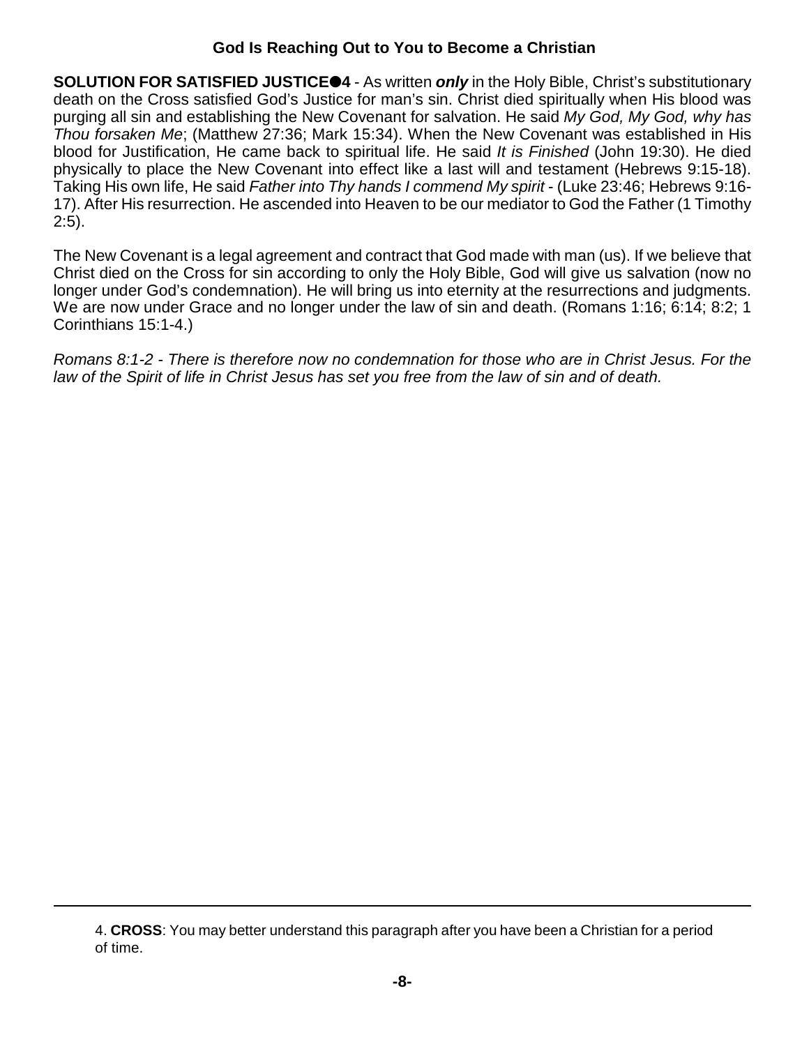**SOLUTION FOR SATISFIED JUSTICE●4** - As written ***only*** in the Holy Bible, Christ's substitutionary death on the Cross satisfied God's Justice for man's sin. Christ died spiritually when His blood was purging all sin and establishing the New Covenant for salvation. He said *My God, My God, why has Thou forsaken Me*; (Matthew 27:36; Mark 15:34). When the New Covenant was established in His blood for Justification, He came back to spiritual life. He said *It is Finished* (John 19:30). He died physically to place the New Covenant into effect like a last will and testament (Hebrews 9:15-18). Taking His own life, He said *Father into Thy hands I commend My spirit* - (Luke 23:46; Hebrews 9:16-17). After His resurrection. He ascended into Heaven to be our mediator to God the Father (1 Timothy 2:5).

The New Covenant is a legal agreement and contract that God made with man (us). If we believe that Christ died on the Cross for sin according to only the Holy Bible, God will give us salvation (now no longer under God's condemnation). He will bring us into eternity at the resurrections and judgments. We are now under Grace and no longer under the law of sin and death. (Romans 1:16; 6:14; 8:2; 1 Corinthians 15:1-4.)

*Romans 8:1-2 - There is therefore now no condemnation for those who are in Christ Jesus. For the law of the Spirit of life in Christ Jesus has set you free from the law of sin and of death.*

---

4. **CROSS**: You may better understand this paragraph after you have been a Christian for a period of time.